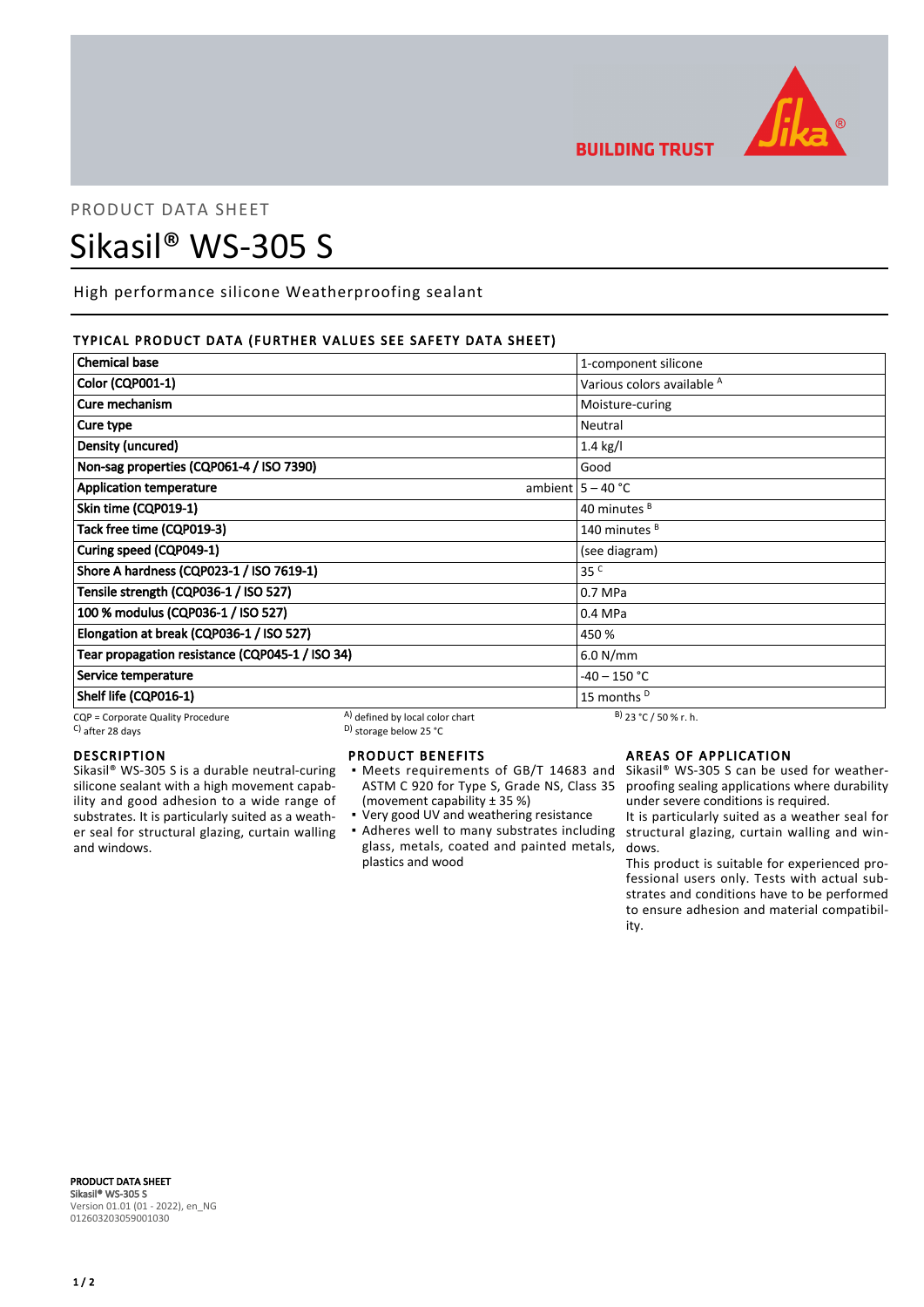BUILDING TRUST

PRODUCT DATA SHEET

# Sikasil® WS-305 S

High performance silicone Weatherproofing sealant

## TYPICAL PRODUCT DATA (FURTHER VALUES SEE SAFETY DATA SHEET)

| Property | | Value |
|---|---|---|
| Chemical base | | 1-component silicone |
| Color (CQP001-1) | | Various colors available [A] |
| Cure mechanism | | Moisture-curing |
| Cure type | | Neutral |
| Density (uncured) | | 1.4 kg/l |
| Non-sag properties (CQP061-4 / ISO 7390) | | Good |
| Application temperature | ambient | 5 – 40 °C |
| Skin time (CQP019-1) | | 40 minutes [B] |
| Tack free time (CQP019-3) | | 140 minutes [B] |
| Curing speed (CQP049-1) | | (see diagram) |
| Shore A hardness (CQP023-1 / ISO 7619-1) | | 35 [C] |
| Tensile strength (CQP036-1 / ISO 527) | | 0.7 MPa |
| 100 % modulus (CQP036-1 / ISO 527) | | 0.4 MPa |
| Elongation at break (CQP036-1 / ISO 527) | | 450 % |
| Tear propagation resistance (CQP045-1 / ISO 34) | | 6.0 N/mm |
| Service temperature | | -40 – 150 °C |
| Shelf life (CQP016-1) | | 15 months [D] |

CQP = Corporate Quality Procedure
[A] defined by local color chart
[B] 23 °C / 50 % r. h.
[C] after 28 days
[D] storage below 25 °C

## DESCRIPTION

Sikasil® WS-305 S is a durable neutral-curing silicone sealant with a high movement capability and good adhesion to a wide range of substrates. It is particularly suited as a weather seal for structural glazing, curtain walling and windows.

## PRODUCT BENEFITS

- Meets requirements of GB/T 14683 and ASTM C 920 for Type S, Grade NS, Class 35 (movement capability ± 35 %)
- Very good UV and weathering resistance
- Adheres well to many substrates including glass, metals, coated and painted metals, plastics and wood

## AREAS OF APPLICATION

Sikasil® WS-305 S can be used for weatherproofing sealing applications where durability under severe conditions is required.

It is particularly suited as a weather seal for structural glazing, curtain walling and windows.

This product is suitable for experienced professional users only. Tests with actual substrates and conditions have to be performed to ensure adhesion and material compatibility.

**PRODUCT DATA SHEET**
**Sikasil® WS-305 S**
Version 01.01 (01 - 2022), en_NG
012603203059001030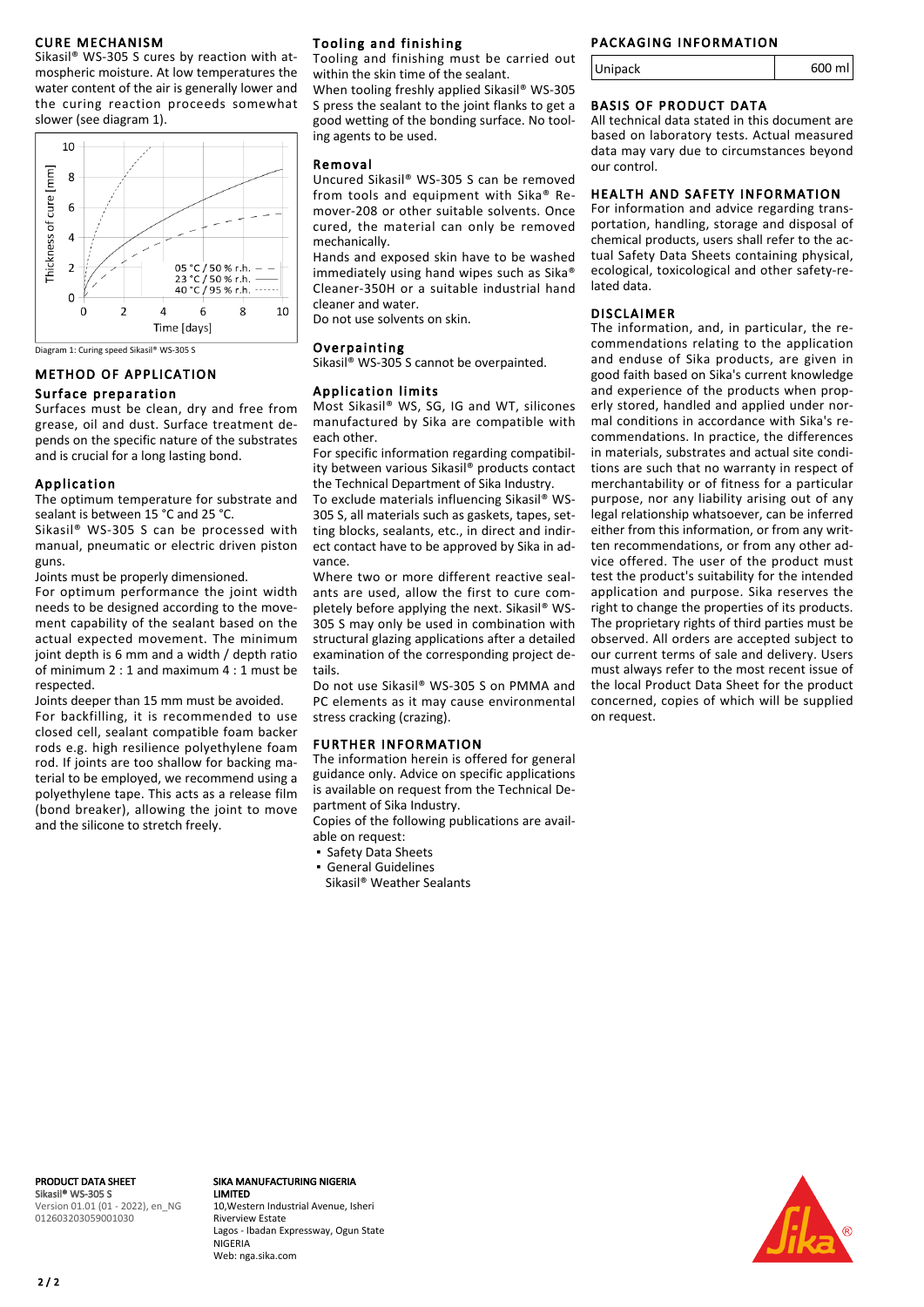## CURE MECHANISM

Sikasil® WS-305 S cures by reaction with atmospheric moisture. At low temperatures the water content of the air is generally lower and the curing reaction proceeds somewhat slower (see diagram 1).

Thickness of cure [mm]
10
8
6
4
2
0
0 2 4 6 8 10
Time [days]
05 °C / 50 % r.h.
23 °C / 50 % r.h.
40 °C / 95 % r.h.

Diagram 1: Curing speed Sikasil® WS-305 S

## METHOD OF APPLICATION

### Surface preparation

Surfaces must be clean, dry and free from grease, oil and dust. Surface treatment depends on the specific nature of the substrates and is crucial for a long lasting bond.

### Application

The optimum temperature for substrate and sealant is between 15 °C and 25 °C.

Sikasil® WS-305 S can be processed with manual, pneumatic or electric driven piston guns.

Joints must be properly dimensioned.

For optimum performance the joint width needs to be designed according to the movement capability of the sealant based on the actual expected movement. The minimum joint depth is 6 mm and a width / depth ratio of minimum 2 : 1 and maximum 4 : 1 must be respected.

Joints deeper than 15 mm must be avoided.

For backfilling, it is recommended to use closed cell, sealant compatible foam backer rods e.g. high resilience polyethylene foam rod. If joints are too shallow for backing material to be employed, we recommend using a polyethylene tape. This acts as a release film (bond breaker), allowing the joint to move and the silicone to stretch freely.

### Tooling and finishing

Tooling and finishing must be carried out within the skin time of the sealant.

When tooling freshly applied Sikasil® WS-305 S press the sealant to the joint flanks to get a good wetting of the bonding surface. No tooling agents to be used.

### Removal

Uncured Sikasil® WS-305 S can be removed from tools and equipment with Sika® Remover-208 or other suitable solvents. Once cured, the material can only be removed mechanically.

Hands and exposed skin have to be washed immediately using hand wipes such as Sika® Cleaner-350H or a suitable industrial hand cleaner and water.

Do not use solvents on skin.

### Overpainting

Sikasil® WS-305 S cannot be overpainted.

### Application limits

Most Sikasil® WS, SG, IG and WT, silicones manufactured by Sika are compatible with each other.

For specific information regarding compatibility between various Sikasil® products contact the Technical Department of Sika Industry.

To exclude materials influencing Sikasil® WS-305 S, all materials such as gaskets, tapes, setting blocks, sealants, etc., in direct and indirect contact have to be approved by Sika in advance.

Where two or more different reactive sealants are used, allow the first to cure completely before applying the next. Sikasil® WS-305 S may only be used in combination with structural glazing applications after a detailed examination of the corresponding project details.

Do not use Sikasil® WS-305 S on PMMA and PC elements as it may cause environmental stress cracking (crazing).

## FURTHER INFORMATION

The information herein is offered for general guidance only. Advice on specific applications is available on request from the Technical Department of Sika Industry.

Copies of the following publications are available on request:

- Safety Data Sheets
- General Guidelines Sikasil® Weather Sealants

## PACKAGING INFORMATION

| | |
|---|---|
| Unipack | 600 ml |

## BASIS OF PRODUCT DATA

All technical data stated in this document are based on laboratory tests. Actual measured data may vary due to circumstances beyond our control.

## HEALTH AND SAFETY INFORMATION

For information and advice regarding transportation, handling, storage and disposal of chemical products, users shall refer to the actual Safety Data Sheets containing physical, ecological, toxicological and other safety-related data.

## DISCLAIMER

The information, and, in particular, the recommendations relating to the application and enduse of Sika products, are given in good faith based on Sika's current knowledge and experience of the products when properly stored, handled and applied under normal conditions in accordance with Sika's recommendations. In practice, the differences in materials, substrates and actual site conditions are such that no warranty in respect of merchantability or of fitness for a particular purpose, nor any liability arising out of any legal relationship whatsoever, can be inferred either from this information, or from any written recommendations, or from any other advice offered. The user of the product must test the product's suitability for the intended application and purpose. Sika reserves the right to change the properties of its products. The proprietary rights of third parties must be observed. All orders are accepted subject to our current terms of sale and delivery. Users must always refer to the most recent issue of the local Product Data Sheet for the product concerned, copies of which will be supplied on request.

**PRODUCT DATA SHEET**
**Sikasil® WS-305 S**
Version 01.01 (01 - 2022), en_NG
012603203059001030

**SIKA MANUFACTURING NIGERIA LIMITED**
10,Western Industrial Avenue, Isheri Riverview Estate
Lagos - Ibadan Expressway, Ogun State
NIGERIA
Web: nga.sika.com